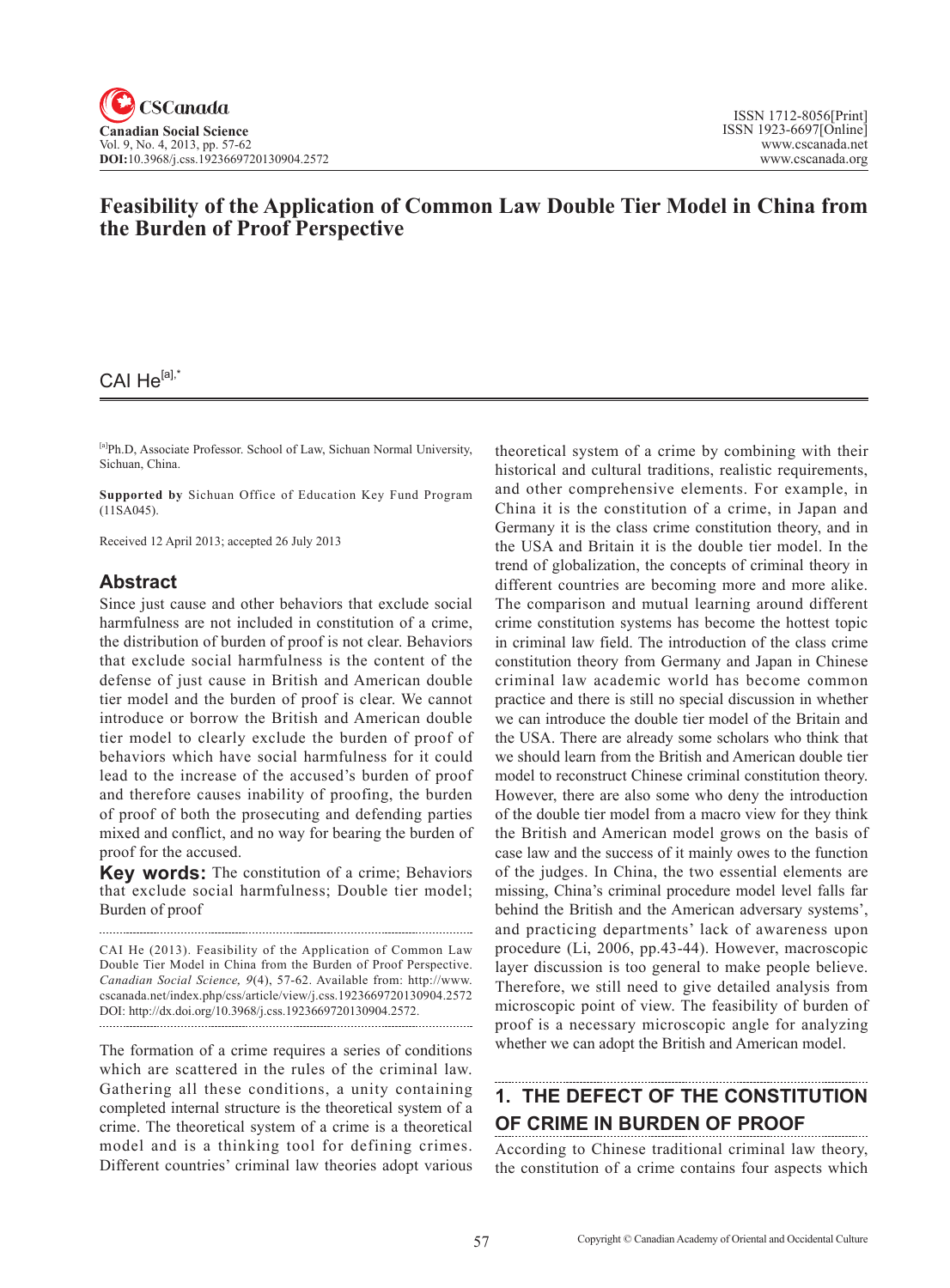CSCanada

Canadian Social Science
Vol. 9, No. 4, 2013, pp. 57-62
**DOI:**10.3968/j.css.1923669720130904.2572

ISSN 1712-8056[Print]
ISSN 1923-6697[Online]
www.cscanada.net
www.cscanada.org

# Feasibility of the Application of Common Law Double Tier Model in China from the Burden of Proof Perspective

CAI He[a],*

[a]Ph.D, Associate Professor. School of Law, Sichuan Normal University, Sichuan, China.

**Supported by** Sichuan Office of Education Key Fund Program (11SA045).

Received 12 April 2013; accepted 26 July 2013

## Abstract

Since just cause and other behaviors that exclude social harmfulness are not included in constitution of a crime, the distribution of burden of proof is not clear. Behaviors that exclude social harmfulness is the content of the defense of just cause in British and American double tier model and the burden of proof is clear. We cannot introduce or borrow the British and American double tier model to clearly exclude the burden of proof of behaviors which have social harmfulness for it could lead to the increase of the accused's burden of proof and therefore causes inability of proofing, the burden of proof of both the prosecuting and defending parties mixed and conflict, and no way for bearing the burden of proof for the accused.

**Key words:** The constitution of a crime; Behaviors that exclude social harmfulness; Double tier model; Burden of proof

CAI He (2013). Feasibility of the Application of Common Law Double Tier Model in China from the Burden of Proof Perspective. *Canadian Social Science, 9*(4), 57-62. Available from: http://www.cscanada.net/index.php/css/article/view/j.css.1923669720130904.2572 DOI: http://dx.doi.org/10.3968/j.css.1923669720130904.2572.

The formation of a crime requires a series of conditions which are scattered in the rules of the criminal law. Gathering all these conditions, a unity containing completed internal structure is the theoretical system of a crime. The theoretical system of a crime is a theoretical model and is a thinking tool for defining crimes. Different countries' criminal law theories adopt various theoretical system of a crime by combining with their historical and cultural traditions, realistic requirements, and other comprehensive elements. For example, in China it is the constitution of a crime, in Japan and Germany it is the class crime constitution theory, and in the USA and Britain it is the double tier model. In the trend of globalization, the concepts of criminal theory in different countries are becoming more and more alike. The comparison and mutual learning around different crime constitution systems has become the hottest topic in criminal law field. The introduction of the class crime constitution theory from Germany and Japan in Chinese criminal law academic world has become common practice and there is still no special discussion in whether we can introduce the double tier model of the Britain and the USA. There are already some scholars who think that we should learn from the British and American double tier model to reconstruct Chinese criminal constitution theory. However, there are also some who deny the introduction of the double tier model from a macro view for they think the British and American model grows on the basis of case law and the success of it mainly owes to the function of the judges. In China, the two essential elements are missing, China's criminal procedure model level falls far behind the British and the American adversary systems', and practicing departments' lack of awareness upon procedure (Li, 2006, pp.43-44). However, macroscopic layer discussion is too general to make people believe. Therefore, we still need to give detailed analysis from microscopic point of view. The feasibility of burden of proof is a necessary microscopic angle for analyzing whether we can adopt the British and American model.

## 1. THE DEFECT OF THE CONSTITUTION OF CRIME IN BURDEN OF PROOF

According to Chinese traditional criminal law theory, the constitution of a crime contains four aspects which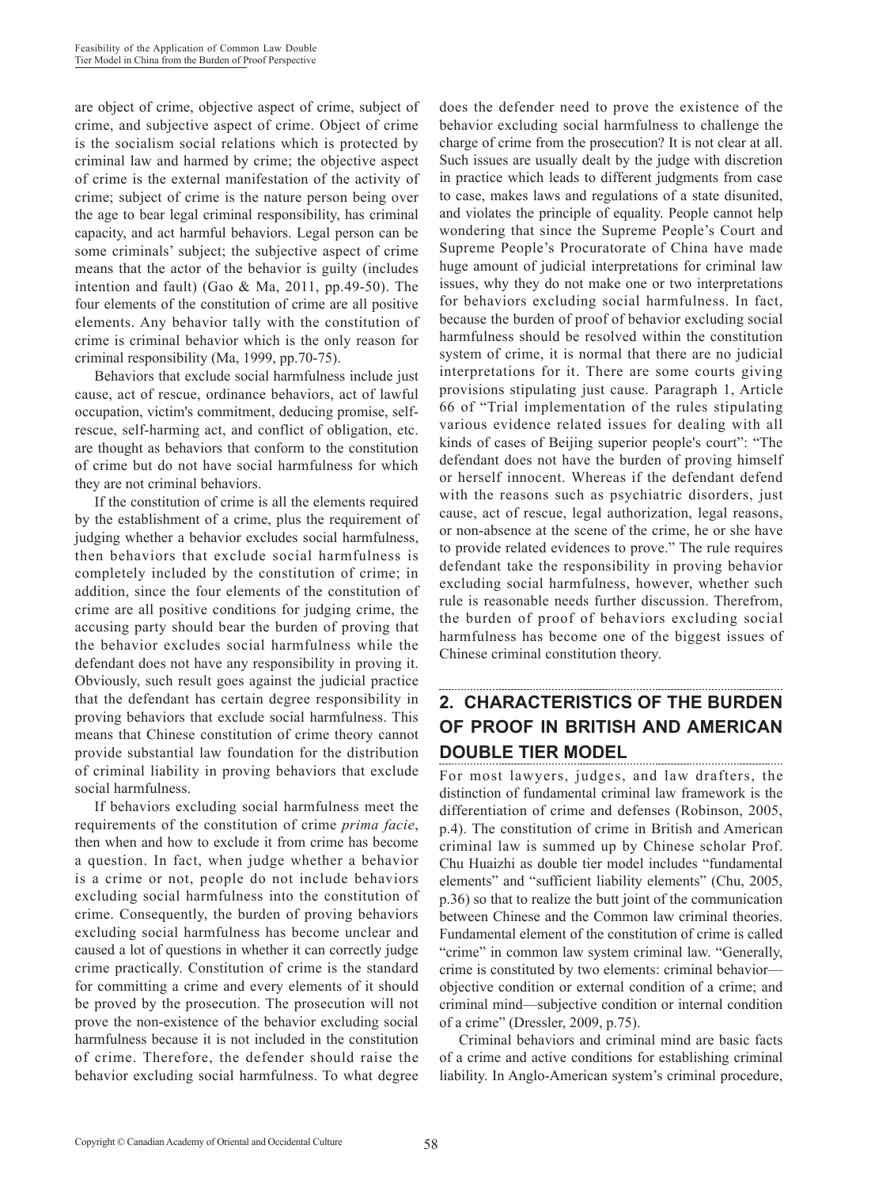are object of crime, objective aspect of crime, subject of crime, and subjective aspect of crime. Object of crime is the socialism social relations which is protected by criminal law and harmed by crime; the objective aspect of crime is the external manifestation of the activity of crime; subject of crime is the nature person being over the age to bear legal criminal responsibility, has criminal capacity, and act harmful behaviors. Legal person can be some criminals' subject; the subjective aspect of crime means that the actor of the behavior is guilty (includes intention and fault) (Gao & Ma, 2011, pp.49-50). The four elements of the constitution of crime are all positive elements. Any behavior tally with the constitution of crime is criminal behavior which is the only reason for criminal responsibility (Ma, 1999, pp.70-75).

Behaviors that exclude social harmfulness include just cause, act of rescue, ordinance behaviors, act of lawful occupation, victim's commitment, deducing promise, self-rescue, self-harming act, and conflict of obligation, etc. are thought as behaviors that conform to the constitution of crime but do not have social harmfulness for which they are not criminal behaviors.

If the constitution of crime is all the elements required by the establishment of a crime, plus the requirement of judging whether a behavior excludes social harmfulness, then behaviors that exclude social harmfulness is completely included by the constitution of crime; in addition, since the four elements of the constitution of crime are all positive conditions for judging crime, the accusing party should bear the burden of proving that the behavior excludes social harmfulness while the defendant does not have any responsibility in proving it. Obviously, such result goes against the judicial practice that the defendant has certain degree responsibility in proving behaviors that exclude social harmfulness. This means that Chinese constitution of crime theory cannot provide substantial law foundation for the distribution of criminal liability in proving behaviors that exclude social harmfulness.

If behaviors excluding social harmfulness meet the requirements of the constitution of crime *prima facie*, then when and how to exclude it from crime has become a question. In fact, when judge whether a behavior is a crime or not, people do not include behaviors excluding social harmfulness into the constitution of crime. Consequently, the burden of proving behaviors excluding social harmfulness has become unclear and caused a lot of questions in whether it can correctly judge crime practically. Constitution of crime is the standard for committing a crime and every elements of it should be proved by the prosecution. The prosecution will not prove the non-existence of the behavior excluding social harmfulness because it is not included in the constitution of crime. Therefore, the defender should raise the behavior excluding social harmfulness. To what degree does the defender need to prove the existence of the behavior excluding social harmfulness to challenge the charge of crime from the prosecution? It is not clear at all. Such issues are usually dealt by the judge with discretion in practice which leads to different judgments from case to case, makes laws and regulations of a state disunited, and violates the principle of equality. People cannot help wondering that since the Supreme People's Court and Supreme People's Procuratorate of China have made huge amount of judicial interpretations for criminal law issues, why they do not make one or two interpretations for behaviors excluding social harmfulness. In fact, because the burden of proof of behavior excluding social harmfulness should be resolved within the constitution system of crime, it is normal that there are no judicial interpretations for it. There are some courts giving provisions stipulating just cause. Paragraph 1, Article 66 of "Trial implementation of the rules stipulating various evidence related issues for dealing with all kinds of cases of Beijing superior people's court": "The defendant does not have the burden of proving himself or herself innocent. Whereas if the defendant defend with the reasons such as psychiatric disorders, just cause, act of rescue, legal authorization, legal reasons, or non-absence at the scene of the crime, he or she have to provide related evidences to prove." The rule requires defendant take the responsibility in proving behavior excluding social harmfulness, however, whether such rule is reasonable needs further discussion. Therefrom, the burden of proof of behaviors excluding social harmfulness has become one of the biggest issues of Chinese criminal constitution theory.

## 2. CHARACTERISTICS OF THE BURDEN OF PROOF IN BRITISH AND AMERICAN DOUBLE TIER MODEL

For most lawyers, judges, and law drafters, the distinction of fundamental criminal law framework is the differentiation of crime and defenses (Robinson, 2005, p.4). The constitution of crime in British and American criminal law is summed up by Chinese scholar Prof. Chu Huaizhi as double tier model includes "fundamental elements" and "sufficient liability elements" (Chu, 2005, p.36) so that to realize the butt joint of the communication between Chinese and the Common law criminal theories. Fundamental element of the constitution of crime is called "crime" in common law system criminal law. "Generally, crime is constituted by two elements: criminal behavior—objective condition or external condition of a crime; and criminal mind—subjective condition or internal condition of a crime" (Dressler, 2009, p.75).

Criminal behaviors and criminal mind are basic facts of a crime and active conditions for establishing criminal liability. In Anglo-American system's criminal procedure,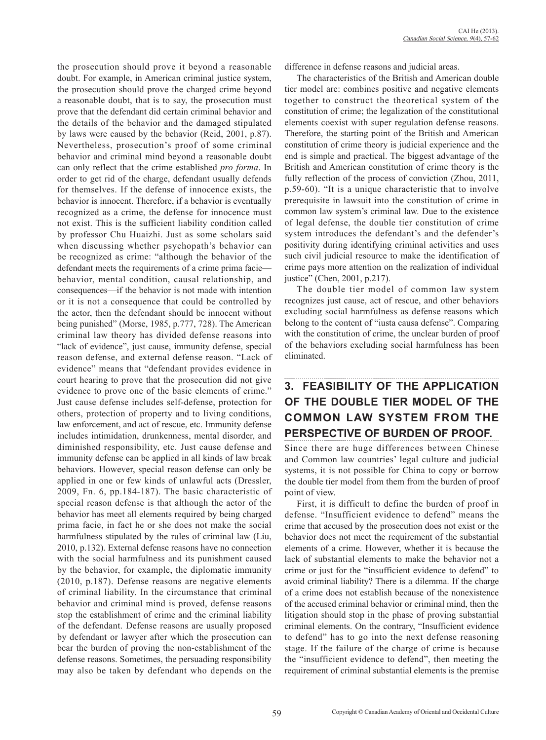the prosecution should prove it beyond a reasonable doubt. For example, in American criminal justice system, the prosecution should prove the charged crime beyond a reasonable doubt, that is to say, the prosecution must prove that the defendant did certain criminal behavior and the details of the behavior and the damaged stipulated by laws were caused by the behavior (Reid, 2001, p.87). Nevertheless, prosecution's proof of some criminal behavior and criminal mind beyond a reasonable doubt can only reflect that the crime established *pro forma*. In order to get rid of the charge, defendant usually defends for themselves. If the defense of innocence exists, the behavior is innocent. Therefore, if a behavior is eventually recognized as a crime, the defense for innocence must not exist. This is the sufficient liability condition called by professor Chu Huaizhi. Just as some scholars said when discussing whether psychopath's behavior can be recognized as crime: "although the behavior of the defendant meets the requirements of a crime prima facie—behavior, mental condition, causal relationship, and consequences—if the behavior is not made with intention or it is not a consequence that could be controlled by the actor, then the defendant should be innocent without being punished" (Morse, 1985, p.777, 728). The American criminal law theory has divided defense reasons into "lack of evidence", just cause, immunity defense, special reason defense, and external defense reason. "Lack of evidence" means that "defendant provides evidence in court hearing to prove that the prosecution did not give evidence to prove one of the basic elements of crime." Just cause defense includes self-defense, protection for others, protection of property and to living conditions, law enforcement, and act of rescue, etc. Immunity defense includes intimidation, drunkenness, mental disorder, and diminished responsibility, etc. Just cause defense and immunity defense can be applied in all kinds of law break behaviors. However, special reason defense can only be applied in one or few kinds of unlawful acts (Dressler, 2009, Fn. 6, pp.184-187). The basic characteristic of special reason defense is that although the actor of the behavior has meet all elements required by being charged prima facie, in fact he or she does not make the social harmfulness stipulated by the rules of criminal law (Liu, 2010, p.132). External defense reasons have no connection with the social harmfulness and its punishment caused by the behavior, for example, the diplomatic immunity (2010, p.187). Defense reasons are negative elements of criminal liability. In the circumstance that criminal behavior and criminal mind is proved, defense reasons stop the establishment of crime and the criminal liability of the defendant. Defense reasons are usually proposed by defendant or lawyer after which the prosecution can bear the burden of proving the non-establishment of the defense reasons. Sometimes, the persuading responsibility may also be taken by defendant who depends on the difference in defense reasons and judicial areas.

The characteristics of the British and American double tier model are: combines positive and negative elements together to construct the theoretical system of the constitution of crime; the legalization of the constitutional elements coexist with super regulation defense reasons. Therefore, the starting point of the British and American constitution of crime theory is judicial experience and the end is simple and practical. The biggest advantage of the British and American constitution of crime theory is the fully reflection of the process of conviction (Zhou, 2011, p.59-60). "It is a unique characteristic that to involve prerequisite in lawsuit into the constitution of crime in common law system's criminal law. Due to the existence of legal defense, the double tier constitution of crime system introduces the defendant's and the defender's positivity during identifying criminal activities and uses such civil judicial resource to make the identification of crime pays more attention on the realization of individual justice" (Chen, 2001, p.217).

The double tier model of common law system recognizes just cause, act of rescue, and other behaviors excluding social harmfulness as defense reasons which belong to the content of "iusta causa defense". Comparing with the constitution of crime, the unclear burden of proof of the behaviors excluding social harmfulness has been eliminated.

## 3. FEASIBILITY OF THE APPLICATION OF THE DOUBLE TIER MODEL OF THE COMMON LAW SYSTEM FROM THE PERSPECTIVE OF BURDEN OF PROOF.

Since there are huge differences between Chinese and Common law countries' legal culture and judicial systems, it is not possible for China to copy or borrow the double tier model from them from the burden of proof point of view.

First, it is difficult to define the burden of proof in defense. "Insufficient evidence to defend" means the crime that accused by the prosecution does not exist or the behavior does not meet the requirement of the substantial elements of a crime. However, whether it is because the lack of substantial elements to make the behavior not a crime or just for the "insufficient evidence to defend" to avoid criminal liability? There is a dilemma. If the charge of a crime does not establish because of the nonexistence of the accused criminal behavior or criminal mind, then the litigation should stop in the phase of proving substantial criminal elements. On the contrary, "Insufficient evidence to defend" has to go into the next defense reasoning stage. If the failure of the charge of crime is because the "insufficient evidence to defend", then meeting the requirement of criminal substantial elements is the premise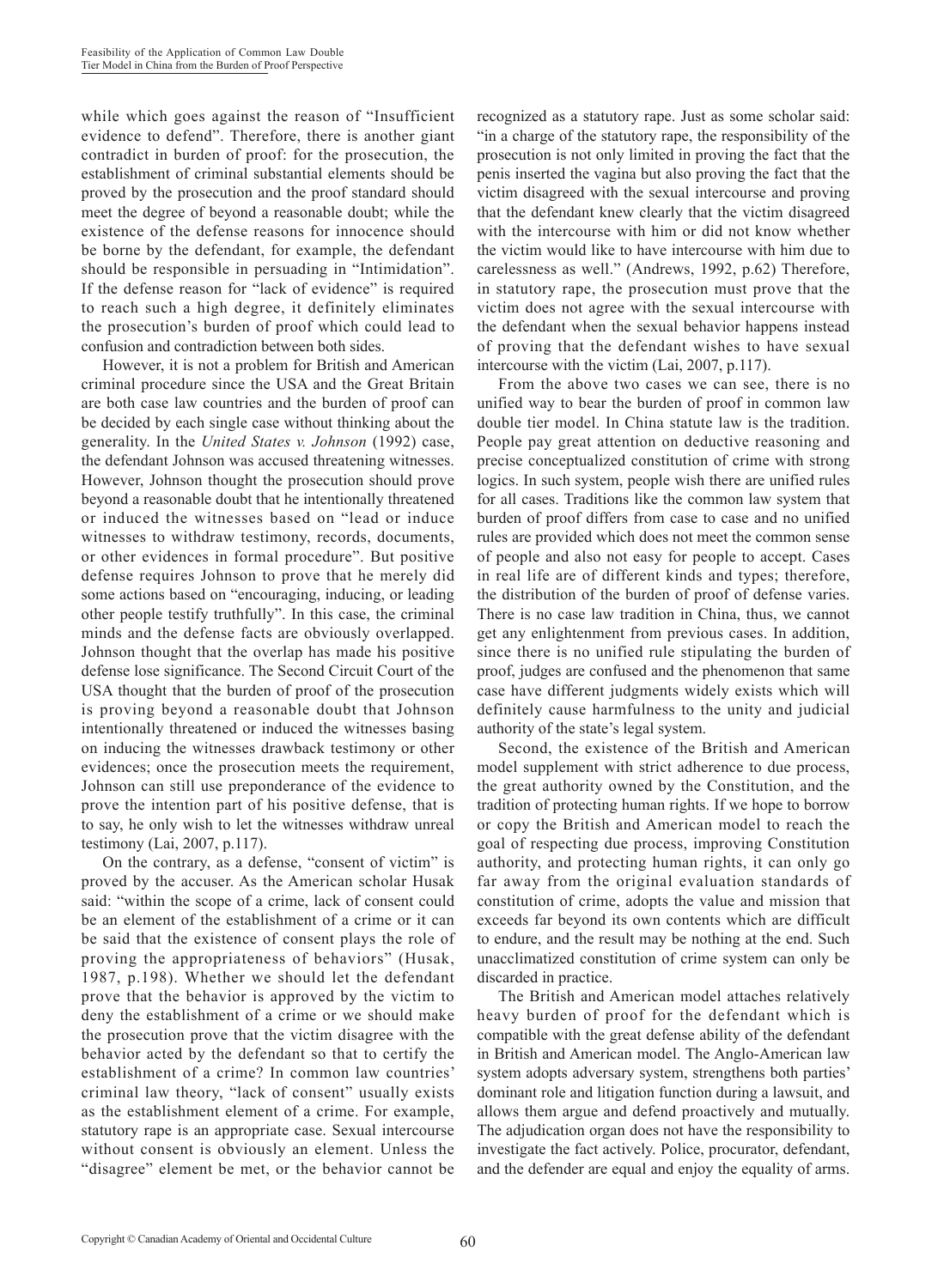while which goes against the reason of "Insufficient evidence to defend". Therefore, there is another giant contradict in burden of proof: for the prosecution, the establishment of criminal substantial elements should be proved by the prosecution and the proof standard should meet the degree of beyond a reasonable doubt; while the existence of the defense reasons for innocence should be borne by the defendant, for example, the defendant should be responsible in persuading in "Intimidation". If the defense reason for "lack of evidence" is required to reach such a high degree, it definitely eliminates the prosecution's burden of proof which could lead to confusion and contradiction between both sides.

However, it is not a problem for British and American criminal procedure since the USA and the Great Britain are both case law countries and the burden of proof can be decided by each single case without thinking about the generality. In the *United States v. Johnson* (1992) case, the defendant Johnson was accused threatening witnesses. However, Johnson thought the prosecution should prove beyond a reasonable doubt that he intentionally threatened or induced the witnesses based on "lead or induce witnesses to withdraw testimony, records, documents, or other evidences in formal procedure". But positive defense requires Johnson to prove that he merely did some actions based on "encouraging, inducing, or leading other people testify truthfully". In this case, the criminal minds and the defense facts are obviously overlapped. Johnson thought that the overlap has made his positive defense lose significance. The Second Circuit Court of the USA thought that the burden of proof of the prosecution is proving beyond a reasonable doubt that Johnson intentionally threatened or induced the witnesses basing on inducing the witnesses drawback testimony or other evidences; once the prosecution meets the requirement, Johnson can still use preponderance of the evidence to prove the intention part of his positive defense, that is to say, he only wish to let the witnesses withdraw unreal testimony (Lai, 2007, p.117).

On the contrary, as a defense, "consent of victim" is proved by the accuser. As the American scholar Husak said: "within the scope of a crime, lack of consent could be an element of the establishment of a crime or it can be said that the existence of consent plays the role of proving the appropriateness of behaviors" (Husak, 1987, p.198). Whether we should let the defendant prove that the behavior is approved by the victim to deny the establishment of a crime or we should make the prosecution prove that the victim disagree with the behavior acted by the defendant so that to certify the establishment of a crime? In common law countries' criminal law theory, "lack of consent" usually exists as the establishment element of a crime. For example, statutory rape is an appropriate case. Sexual intercourse without consent is obviously an element. Unless the "disagree" element be met, or the behavior cannot be recognized as a statutory rape. Just as some scholar said: "in a charge of the statutory rape, the responsibility of the prosecution is not only limited in proving the fact that the penis inserted the vagina but also proving the fact that the victim disagreed with the sexual intercourse and proving that the defendant knew clearly that the victim disagreed with the intercourse with him or did not know whether the victim would like to have intercourse with him due to carelessness as well." (Andrews, 1992, p.62) Therefore, in statutory rape, the prosecution must prove that the victim does not agree with the sexual intercourse with the defendant when the sexual behavior happens instead of proving that the defendant wishes to have sexual intercourse with the victim (Lai, 2007, p.117).

From the above two cases we can see, there is no unified way to bear the burden of proof in common law double tier model. In China statute law is the tradition. People pay great attention on deductive reasoning and precise conceptualized constitution of crime with strong logics. In such system, people wish there are unified rules for all cases. Traditions like the common law system that burden of proof differs from case to case and no unified rules are provided which does not meet the common sense of people and also not easy for people to accept. Cases in real life are of different kinds and types; therefore, the distribution of the burden of proof of defense varies. There is no case law tradition in China, thus, we cannot get any enlightenment from previous cases. In addition, since there is no unified rule stipulating the burden of proof, judges are confused and the phenomenon that same case have different judgments widely exists which will definitely cause harmfulness to the unity and judicial authority of the state's legal system.

Second, the existence of the British and American model supplement with strict adherence to due process, the great authority owned by the Constitution, and the tradition of protecting human rights. If we hope to borrow or copy the British and American model to reach the goal of respecting due process, improving Constitution authority, and protecting human rights, it can only go far away from the original evaluation standards of constitution of crime, adopts the value and mission that exceeds far beyond its own contents which are difficult to endure, and the result may be nothing at the end. Such unacclimatized constitution of crime system can only be discarded in practice.

The British and American model attaches relatively heavy burden of proof for the defendant which is compatible with the great defense ability of the defendant in British and American model. The Anglo-American law system adopts adversary system, strengthens both parties' dominant role and litigation function during a lawsuit, and allows them argue and defend proactively and mutually. The adjudication organ does not have the responsibility to investigate the fact actively. Police, procurator, defendant, and the defender are equal and enjoy the equality of arms.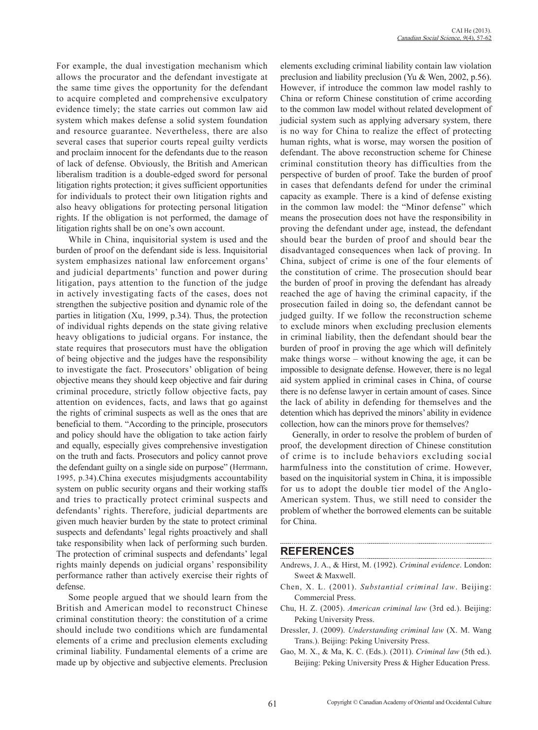For example, the dual investigation mechanism which allows the procurator and the defendant investigate at the same time gives the opportunity for the defendant to acquire completed and comprehensive exculpatory evidence timely; the state carries out common law aid system which makes defense a solid system foundation and resource guarantee. Nevertheless, there are also several cases that superior courts repeal guilty verdicts and proclaim innocent for the defendants due to the reason of lack of defense. Obviously, the British and American liberalism tradition is a double-edged sword for personal litigation rights protection; it gives sufficient opportunities for individuals to protect their own litigation rights and also heavy obligations for protecting personal litigation rights. If the obligation is not performed, the damage of litigation rights shall be on one's own account.

While in China, inquisitorial system is used and the burden of proof on the defendant side is less. Inquisitorial system emphasizes national law enforcement organs' and judicial departments' function and power during litigation, pays attention to the function of the judge in actively investigating facts of the cases, does not strengthen the subjective position and dynamic role of the parties in litigation (Xu, 1999, p.34). Thus, the protection of individual rights depends on the state giving relative heavy obligations to judicial organs. For instance, the state requires that prosecutors must have the obligation of being objective and the judges have the responsibility to investigate the fact. Prosecutors' obligation of being objective means they should keep objective and fair during criminal procedure, strictly follow objective facts, pay attention on evidences, facts, and laws that go against the rights of criminal suspects as well as the ones that are beneficial to them. "According to the principle, prosecutors and policy should have the obligation to take action fairly and equally, especially gives comprehensive investigation on the truth and facts. Prosecutors and policy cannot prove the defendant guilty on a single side on purpose" (Herrmann, 1995, p.34).China executes misjudgments accountability system on public security organs and their working staffs and tries to practically protect criminal suspects and defendants' rights. Therefore, judicial departments are given much heavier burden by the state to protect criminal suspects and defendants' legal rights proactively and shall take responsibility when lack of performing such burden. The protection of criminal suspects and defendants' legal rights mainly depends on judicial organs' responsibility performance rather than actively exercise their rights of defense.

Some people argued that we should learn from the British and American model to reconstruct Chinese criminal constitution theory: the constitution of a crime should include two conditions which are fundamental elements of a crime and preclusion elements excluding criminal liability. Fundamental elements of a crime are made up by objective and subjective elements. Preclusion elements excluding criminal liability contain law violation preclusion and liability preclusion (Yu & Wen, 2002, p.56). However, if introduce the common law model rashly to China or reform Chinese constitution of crime according to the common law model without related development of judicial system such as applying adversary system, there is no way for China to realize the effect of protecting human rights, what is worse, may worsen the position of defendant. The above reconstruction scheme for Chinese criminal constitution theory has difficulties from the perspective of burden of proof. Take the burden of proof in cases that defendants defend for under the criminal capacity as example. There is a kind of defense existing in the common law model: the "Minor defense" which means the prosecution does not have the responsibility in proving the defendant under age, instead, the defendant should bear the burden of proof and should bear the disadvantaged consequences when lack of proving. In China, subject of crime is one of the four elements of the constitution of crime. The prosecution should bear the burden of proof in proving the defendant has already reached the age of having the criminal capacity, if the prosecution failed in doing so, the defendant cannot be judged guilty. If we follow the reconstruction scheme to exclude minors when excluding preclusion elements in criminal liability, then the defendant should bear the burden of proof in proving the age which will definitely make things worse – without knowing the age, it can be impossible to designate defense. However, there is no legal aid system applied in criminal cases in China, of course there is no defense lawyer in certain amount of cases. Since the lack of ability in defending for themselves and the detention which has deprived the minors' ability in evidence collection, how can the minors prove for themselves?

Generally, in order to resolve the problem of burden of proof, the development direction of Chinese constitution of crime is to include behaviors excluding social harmfulness into the constitution of crime. However, based on the inquisitorial system in China, it is impossible for us to adopt the double tier model of the Anglo-American system. Thus, we still need to consider the problem of whether the borrowed elements can be suitable for China.

## REFERENCES

Andrews, J. A., & Hirst, M. (1992). *Criminal evidence*. London: Sweet & Maxwell.

Chen, X. L. (2001). *Substantial criminal law*. Beijing: Commercial Press.

Chu, H. Z. (2005). *American criminal law* (3rd ed.). Beijing: Peking University Press.

Dressler, J. (2009). *Understanding criminal law* (X. M. Wang Trans.). Beijing: Peking University Press.

Gao, M. X., & Ma, K. C. (Eds.). (2011). *Criminal law* (5th ed.). Beijing: Peking University Press & Higher Education Press.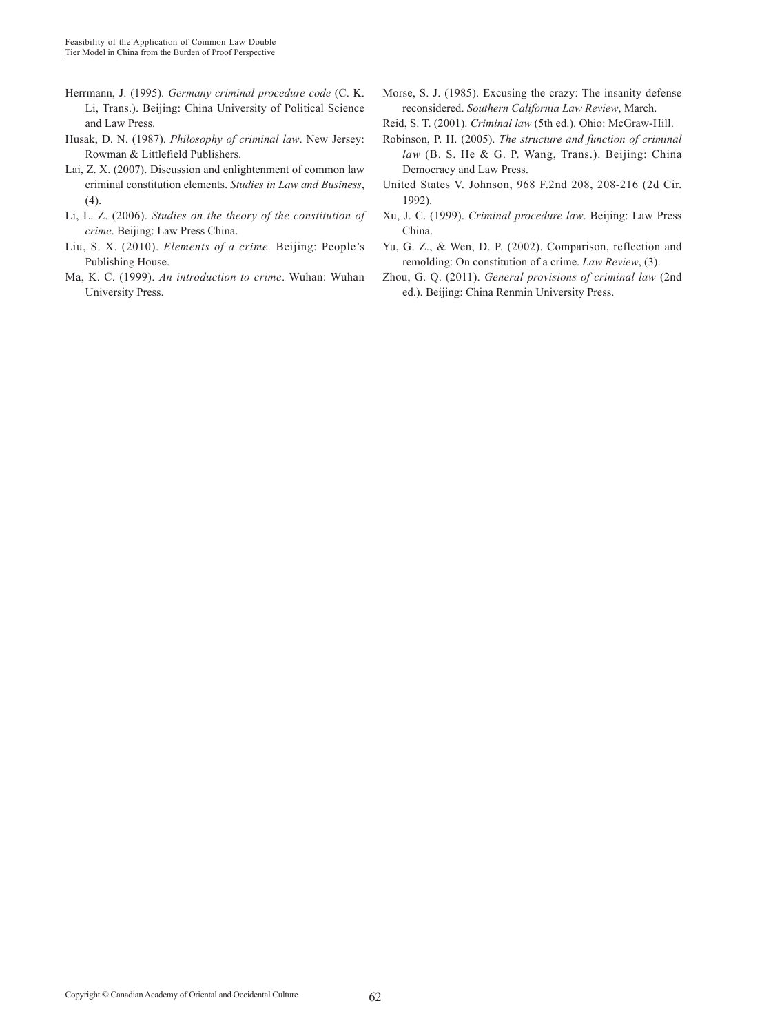Herrmann, J. (1995). *Germany criminal procedure code* (C. K. Li, Trans.). Beijing: China University of Political Science and Law Press.

Husak, D. N. (1987). *Philosophy of criminal law*. New Jersey: Rowman & Littlefield Publishers.

Lai, Z. X. (2007). Discussion and enlightenment of common law criminal constitution elements. *Studies in Law and Business*, (4).

Li, L. Z. (2006). *Studies on the theory of the constitution of crime*. Beijing: Law Press China.

Liu, S. X. (2010). *Elements of a crime.* Beijing: People's Publishing House.

Ma, K. C. (1999). *An introduction to crime*. Wuhan: Wuhan University Press.

Morse, S. J. (1985). Excusing the crazy: The insanity defense reconsidered. *Southern California Law Review*, March.

Reid, S. T. (2001). *Criminal law* (5th ed.). Ohio: McGraw-Hill.

Robinson, P. H. (2005). *The structure and function of criminal law* (B. S. He & G. P. Wang, Trans.). Beijing: China Democracy and Law Press.

United States V. Johnson, 968 F.2nd 208, 208-216 (2d Cir. 1992).

Xu, J. C. (1999). *Criminal procedure law*. Beijing: Law Press China.

Yu, G. Z., & Wen, D. P. (2002). Comparison, reflection and remolding: On constitution of a crime. *Law Review*, (3).

Zhou, G. Q. (2011). *General provisions of criminal law* (2nd ed.). Beijing: China Renmin University Press.